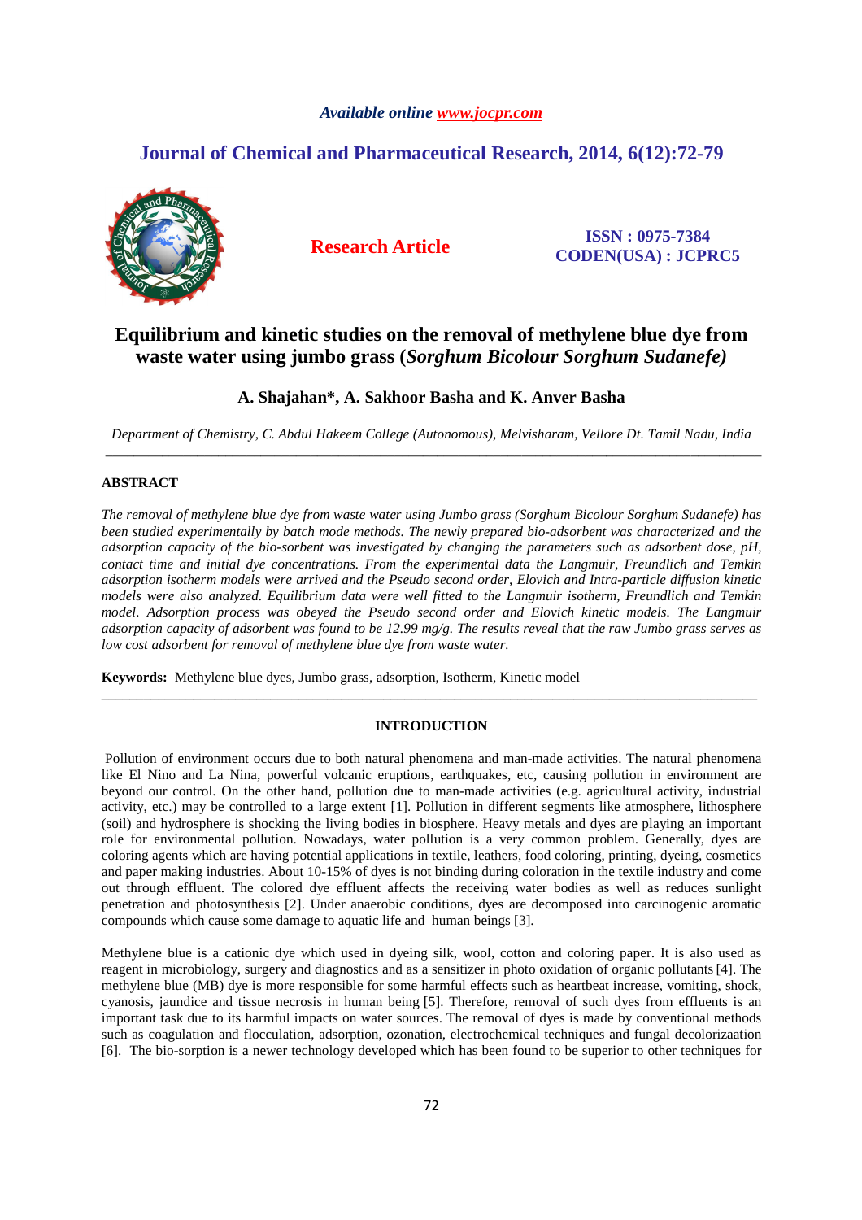# Equilibrium and kinetic studies on the removal of methylene blue dye from waste water using jumbo grass (*Sorghum Bicolour Sorghum Sudanefe)*

**A. Shajahan*, A. Sakhoor Basha and K. Anver Basha**

*Department of Chemistry, C. Abdul Hakeem College (Autonomous), Melvisharam, Vellore Dt. Tamil Nadu, India*

---

## ABSTRACT

*The removal of methylene blue dye from waste water using Jumbo grass (Sorghum Bicolour Sorghum Sudanefe) has been studied experimentally by batch mode methods. The newly prepared bio-adsorbent was characterized and the adsorption capacity of the bio-sorbent was investigated by changing the parameters such as adsorbent dose, pH, contact time and initial dye concentrations. From the experimental data the Langmuir, Freundlich and Temkin adsorption isotherm models were arrived and the Pseudo second order, Elovich and Intra-particle diffusion kinetic models were also analyzed. Equilibrium data were well fitted to the Langmuir isotherm, Freundlich and Temkin model. Adsorption process was obeyed the Pseudo second order and Elovich kinetic models. The Langmuir adsorption capacity of adsorbent was found to be 12.99 mg/g. The results reveal that the raw Jumbo grass serves as low cost adsorbent for removal of methylene blue dye from waste water.*

**Keywords:** Methylene blue dyes, Jumbo grass, adsorption, Isotherm, Kinetic model

---

## INTRODUCTION

Pollution of environment occurs due to both natural phenomena and man-made activities. The natural phenomena like El Nino and La Nina, powerful volcanic eruptions, earthquakes, etc, causing pollution in environment are beyond our control. On the other hand, pollution due to man-made activities (e.g. agricultural activity, industrial activity, etc.) may be controlled to a large extent [1]. Pollution in different segments like atmosphere, lithosphere (soil) and hydrosphere is shocking the living bodies in biosphere. Heavy metals and dyes are playing an important role for environmental pollution. Nowadays, water pollution is a very common problem. Generally, dyes are coloring agents which are having potential applications in textile, leathers, food coloring, printing, dyeing, cosmetics and paper making industries. About 10-15% of dyes is not binding during coloration in the textile industry and come out through effluent. The colored dye effluent affects the receiving water bodies as well as reduces sunlight penetration and photosynthesis [2]. Under anaerobic conditions, dyes are decomposed into carcinogenic aromatic compounds which cause some damage to aquatic life and human beings [3].

Methylene blue is a cationic dye which used in dyeing silk, wool, cotton and coloring paper. It is also used as reagent in microbiology, surgery and diagnostics and as a sensitizer in photo oxidation of organic pollutants [4]. The methylene blue (MB) dye is more responsible for some harmful effects such as heartbeat increase, vomiting, shock, cyanosis, jaundice and tissue necrosis in human being [5]. Therefore, removal of such dyes from effluents is an important task due to its harmful impacts on water sources. The removal of dyes is made by conventional methods such as coagulation and flocculation, adsorption, ozonation, electrochemical techniques and fungal decolorizaation [6]. The bio-sorption is a newer technology developed which has been found to be superior to other techniques for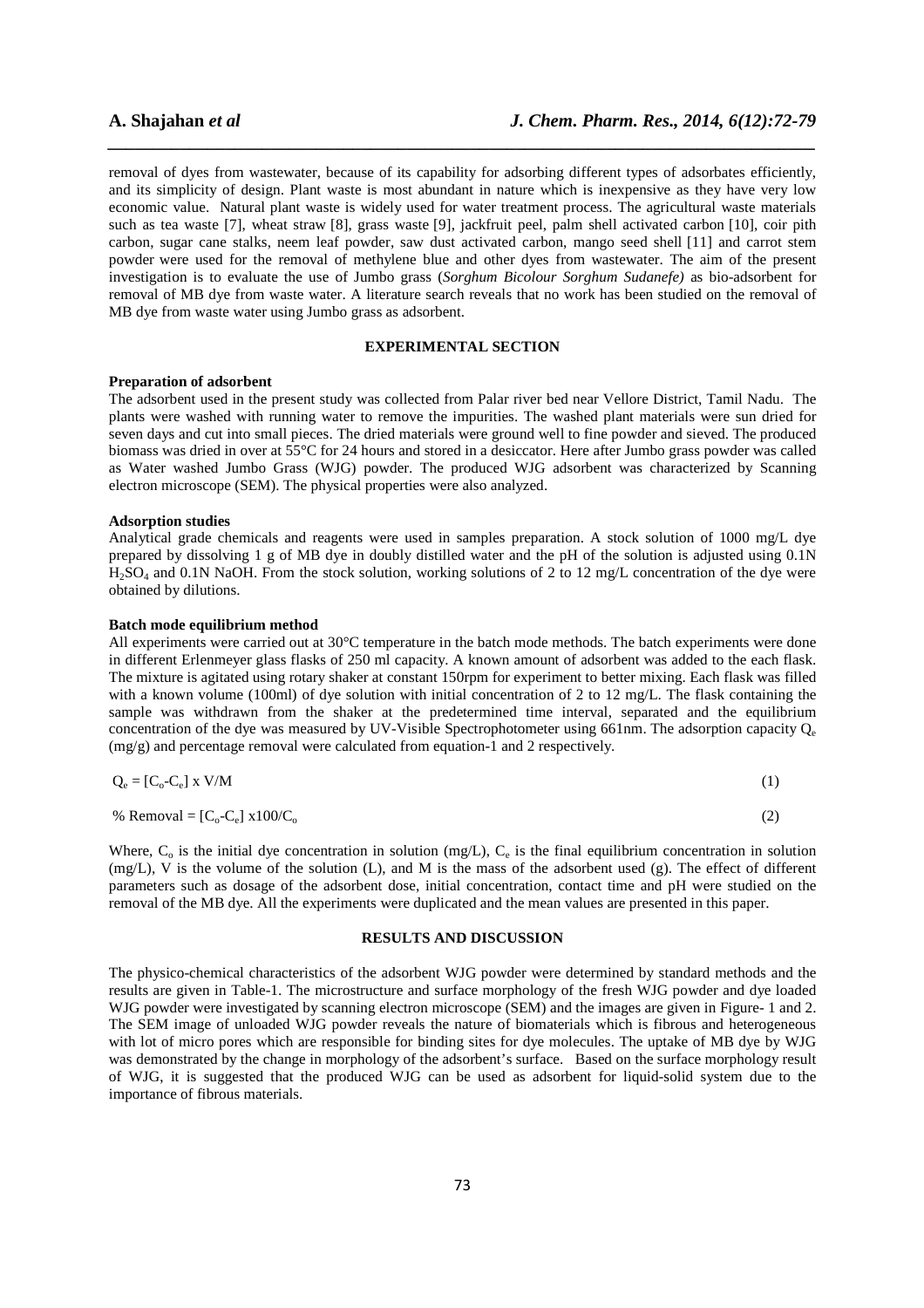removal of dyes from wastewater, because of its capability for adsorbing different types of adsorbates efficiently, and its simplicity of design. Plant waste is most abundant in nature which is inexpensive as they have very low economic value. Natural plant waste is widely used for water treatment process. The agricultural waste materials such as tea waste [7], wheat straw [8], grass waste [9], jackfruit peel, palm shell activated carbon [10], coir pith carbon, sugar cane stalks, neem leaf powder, saw dust activated carbon, mango seed shell [11] and carrot stem powder were used for the removal of methylene blue and other dyes from wastewater. The aim of the present investigation is to evaluate the use of Jumbo grass (*Sorghum Bicolour Sorghum Sudanefe)* as bio-adsorbent for removal of MB dye from waste water. A literature search reveals that no work has been studied on the removal of MB dye from waste water using Jumbo grass as adsorbent.

## EXPERIMENTAL SECTION

### Preparation of adsorbent

The adsorbent used in the present study was collected from Palar river bed near Vellore District, Tamil Nadu. The plants were washed with running water to remove the impurities. The washed plant materials were sun dried for seven days and cut into small pieces. The dried materials were ground well to fine powder and sieved. The produced biomass was dried in over at 55°C for 24 hours and stored in a desiccator. Here after Jumbo grass powder was called as Water washed Jumbo Grass (WJG) powder. The produced WJG adsorbent was characterized by Scanning electron microscope (SEM). The physical properties were also analyzed.

### Adsorption studies

Analytical grade chemicals and reagents were used in samples preparation. A stock solution of 1000 mg/L dye prepared by dissolving 1 g of MB dye in doubly distilled water and the pH of the solution is adjusted using 0.1N $H_2SO_4$ and 0.1N NaOH. From the stock solution, working solutions of 2 to 12 mg/L concentration of the dye were obtained by dilutions.

### Batch mode equilibrium method

All experiments were carried out at 30°C temperature in the batch mode methods. The batch experiments were done in different Erlenmeyer glass flasks of 250 ml capacity. A known amount of adsorbent was added to the each flask. The mixture is agitated using rotary shaker at constant 150rpm for experiment to better mixing. Each flask was filled with a known volume (100ml) of dye solution with initial concentration of 2 to 12 mg/L. The flask containing the sample was withdrawn from the shaker at the predetermined time interval, separated and the equilibrium concentration of the dye was measured by UV-Visible Spectrophotometer using 661nm. The adsorption capacity $Q_e$ (mg/g) and percentage removal were calculated from equation-1 and 2 respectively.

$$Q_e = [C_o - C_e] \times V/M \tag{1}$$

$$\% \text{ Removal} = [C_o - C_e] \times 100/C_o \tag{2}$$

Where, $C_o$ is the initial dye concentration in solution (mg/L), $C_e$ is the final equilibrium concentration in solution (mg/L), V is the volume of the solution (L), and M is the mass of the adsorbent used (g). The effect of different parameters such as dosage of the adsorbent dose, initial concentration, contact time and pH were studied on the removal of the MB dye. All the experiments were duplicated and the mean values are presented in this paper.

## RESULTS AND DISCUSSION

The physico-chemical characteristics of the adsorbent WJG powder were determined by standard methods and the results are given in Table-1. The microstructure and surface morphology of the fresh WJG powder and dye loaded WJG powder were investigated by scanning electron microscope (SEM) and the images are given in Figure- 1 and 2. The SEM image of unloaded WJG powder reveals the nature of biomaterials which is fibrous and heterogeneous with lot of micro pores which are responsible for binding sites for dye molecules. The uptake of MB dye by WJG was demonstrated by the change in morphology of the adsorbent's surface. Based on the surface morphology result of WJG, it is suggested that the produced WJG can be used as adsorbent for liquid-solid system due to the importance of fibrous materials.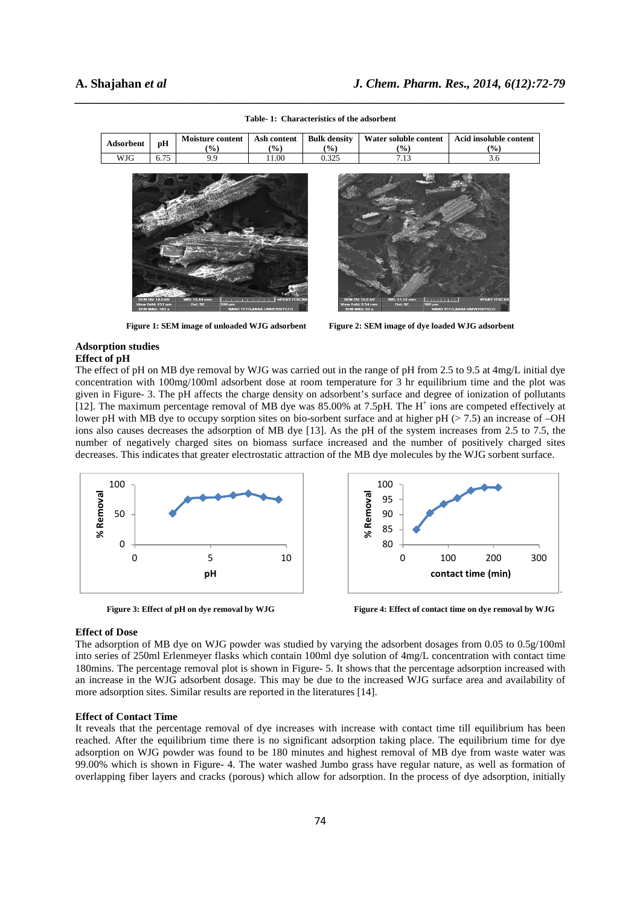**Table- 1: Characteristics of the adsorbent**

| Adsorbent | pH | Moisture content (%) | Ash content (%) | Bulk density (%) | Water soluble content (%) | Acid insoluble content (%) |
|---|---|---|---|---|---|---|
| WJG | 6.75 | 9.9 | 11.00 | 0.325 | 7.13 | 3.6 |

**Figure 1: SEM image of unloaded WJG adsorbent**

**Figure 2: SEM image of dye loaded WJG adsorbent**

## Adsorption studies

### Effect of pH

The effect of pH on MB dye removal by WJG was carried out in the range of pH from 2.5 to 9.5 at 4mg/L initial dye concentration with 100mg/100ml adsorbent dose at room temperature for 3 hr equilibrium time and the plot was given in Figure- 3. The pH affects the charge density on adsorbent's surface and degree of ionization of pollutants [12]. The maximum percentage removal of MB dye was 85.00% at 7.5pH. The $H^+$ ions are competed effectively at lower pH with MB dye to occupy sorption sites on bio-sorbent surface and at higher pH (> 7.5) an increase of –OH ions also causes decreases the adsorption of MB dye [13]. As the pH of the system increases from 2.5 to 7.5, the number of negatively charged sites on biomass surface increased and the number of positively charged sites decreases. This indicates that greater electrostatic attraction of the MB dye molecules by the WJG sorbent surface.

**Figure 3: Effect of pH on dye removal by WJG**

**Figure 4: Effect of contact time on dye removal by WJG**

### Effect of Dose

The adsorption of MB dye on WJG powder was studied by varying the adsorbent dosages from 0.05 to 0.5g/100ml into series of 250ml Erlenmeyer flasks which contain 100ml dye solution of 4mg/L concentration with contact time 180mins. The percentage removal plot is shown in Figure- 5. It shows that the percentage adsorption increased with an increase in the WJG adsorbent dosage. This may be due to the increased WJG surface area and availability of more adsorption sites. Similar results are reported in the literatures [14].

### Effect of Contact Time

It reveals that the percentage removal of dye increases with increase with contact time till equilibrium has been reached. After the equilibrium time there is no significant adsorption taking place. The equilibrium time for dye adsorption on WJG powder was found to be 180 minutes and highest removal of MB dye from waste water was 99.00% which is shown in Figure- 4. The water washed Jumbo grass have regular nature, as well as formation of overlapping fiber layers and cracks (porous) which allow for adsorption. In the process of dye adsorption, initially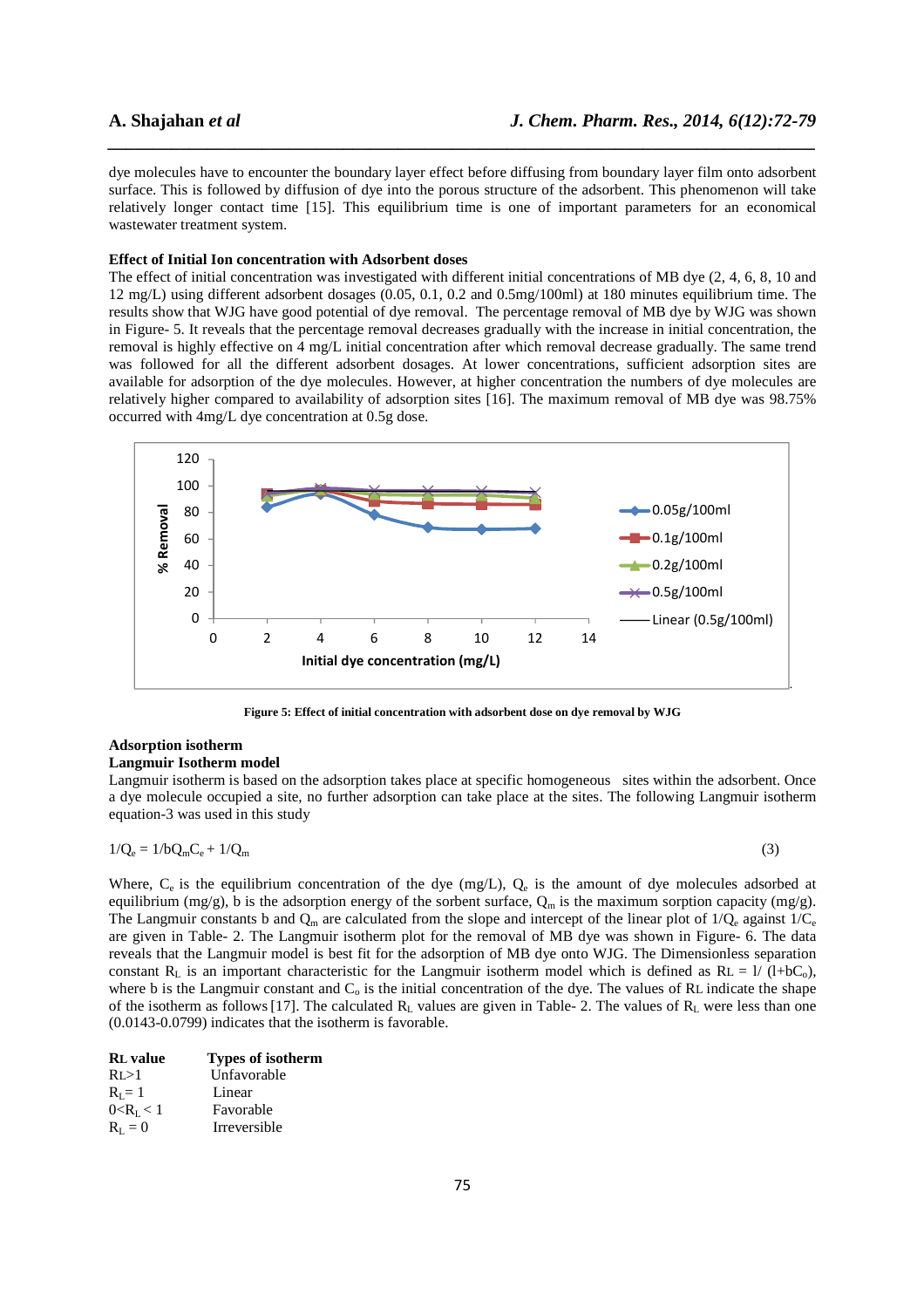dye molecules have to encounter the boundary layer effect before diffusing from boundary layer film onto adsorbent surface. This is followed by diffusion of dye into the porous structure of the adsorbent. This phenomenon will take relatively longer contact time [15]. This equilibrium time is one of important parameters for an economical wastewater treatment system.

**Effect of Initial Ion concentration with Adsorbent doses**

The effect of initial concentration was investigated with different initial concentrations of MB dye (2, 4, 6, 8, 10 and 12 mg/L) using different adsorbent dosages (0.05, 0.1, 0.2 and 0.5mg/100ml) at 180 minutes equilibrium time. The results show that WJG have good potential of dye removal. The percentage removal of MB dye by WJG was shown in Figure- 5. It reveals that the percentage removal decreases gradually with the increase in initial concentration, the removal is highly effective on 4 mg/L initial concentration after which removal decrease gradually. The same trend was followed for all the different adsorbent dosages. At lower concentrations, sufficient adsorption sites are available for adsorption of the dye molecules. However, at higher concentration the numbers of dye molecules are relatively higher compared to availability of adsorption sites [16]. The maximum removal of MB dye was 98.75% occurred with 4mg/L dye concentration at 0.5g dose.

**Figure 5: Effect of initial concentration with adsorbent dose on dye removal by WJG**

**Adsorption isotherm**

**Langmuir Isotherm model**

Langmuir isotherm is based on the adsorption takes place at specific homogeneous sites within the adsorbent. Once a dye molecule occupied a site, no further adsorption can take place at the sites. The following Langmuir isotherm equation-3 was used in this study

$$1/Q_e = 1/bQ_mC_e + 1/Q_m \qquad (3)$$

Where, $C_e$ is the equilibrium concentration of the dye (mg/L), $Q_e$ is the amount of dye molecules adsorbed at equilibrium (mg/g), b is the adsorption energy of the sorbent surface, $Q_m$ is the maximum sorption capacity (mg/g). The Langmuir constants b and $Q_m$ are calculated from the slope and intercept of the linear plot of $1/Q_e$ against $1/C_e$ are given in Table- 2. The Langmuir isotherm plot for the removal of MB dye was shown in Figure- 6. The data reveals that the Langmuir model is best fit for the adsorption of MB dye onto WJG. The Dimensionless separation constant $R_L$ is an important characteristic for the Langmuir isotherm model which is defined as $R_L = 1/(1+bC_o)$, where b is the Langmuir constant and $C_o$ is the initial concentration of the dye. The values of $R_L$ indicate the shape of the isotherm as follows [17]. The calculated $R_L$ values are given in Table- 2. The values of $R_L$ were less than one (0.0143-0.0799) indicates that the isotherm is favorable.

| $R_L$ value | Types of isotherm |
|---|---|
| $R_L>1$ | Unfavorable |
| $R_L = 1$ | Linear |
| $0<R_L < 1$ | Favorable |
| $R_L = 0$ | Irreversible |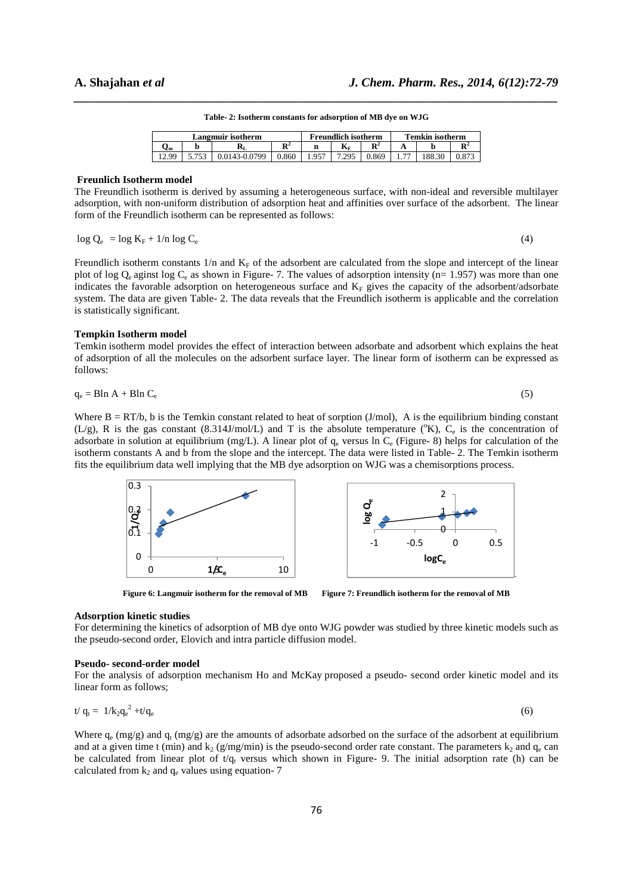Table- 2: Isotherm constants for adsorption of MB dye on WJG

| Langmuir isotherm | | | | Freundlich isotherm | | | Temkin isotherm | | |
|---|---|---|---|---|---|---|---|---|---|
| $Q_m$ | b | $R_L$ | $R^2$ | n | $K_F$ | $R^2$ | A | b | $R^2$ |
| 12.99 | 5.753 | 0.0143-0.0799 | 0.860 | 1.957 | 7.295 | 0.869 | 1.77 | 188.30 | 0.873 |

**Freunlich Isotherm model**

The Freundlich isotherm is derived by assuming a heterogeneous surface, with non-ideal and reversible multilayer adsorption, with non-uniform distribution of adsorption heat and affinities over surface of the adsorbent. The linear form of the Freundlich isotherm can be represented as follows:

$$\log Q_e = \log K_F + 1/n \log C_e \qquad (4)$$

Freundlich isotherm constants $1/n$ and $K_F$ of the adsorbent are calculated from the slope and intercept of the linear plot of $\log Q_e$ aginst $\log C_e$ as shown in Figure- 7. The values of adsorption intensity ($n = 1.957$) was more than one indicates the favorable adsorption on heterogeneous surface and $K_F$ gives the capacity of the adsorbent/adsorbate system. The data are given Table- 2. The data reveals that the Freundlich isotherm is applicable and the correlation is statistically significant.

**Tempkin Isotherm model**

Temkin isotherm model provides the effect of interaction between adsorbate and adsorbent which explains the heat of adsorption of all the molecules on the adsorbent surface layer. The linear form of isotherm can be expressed as follows:

$$q_e = B\ln A + B\ln C_e \qquad (5)$$

Where $B = RT/b$, b is the Temkin constant related to heat of sorption (J/mol), A is the equilibrium binding constant (L/g), R is the gas constant (8.314J/mol/L) and T is the absolute temperature ($^oK$), $C_e$ is the concentration of adsorbate in solution at equilibrium (mg/L). A linear plot of $q_e$ versus $\ln C_e$ (Figure- 8) helps for calculation of the isotherm constants A and b from the slope and the intercept. The data were listed in Table- 2. The Temkin isotherm fits the equilibrium data well implying that the MB dye adsorption on WJG was a chemisorptions process.

Figure 6: Langmuir isotherm for the removal of MB

Figure 7: Freundlich isotherm for the removal of MB

**Adsorption kinetic studies**

For determining the kinetics of adsorption of MB dye onto WJG powder was studied by three kinetic models such as the pseudo-second order, Elovich and intra particle diffusion model.

**Pseudo- second-order model**

For the analysis of adsorption mechanism Ho and McKay proposed a pseudo- second order kinetic model and its linear form as follows;

$$t/q_t = 1/k_2 q_e^2 + t/q_e \qquad (6)$$

Where $q_e$ (mg/g) and $q_t$ (mg/g) are the amounts of adsorbate adsorbed on the surface of the adsorbent at equilibrium and at a given time t (min) and $k_2$ (g/mg/min) is the pseudo-second order rate constant. The parameters $k_2$ and $q_e$ can be calculated from linear plot of $t/q_t$ versus which shown in Figure- 9. The initial adsorption rate (h) can be calculated from $k_2$ and $q_e$ values using equation- 7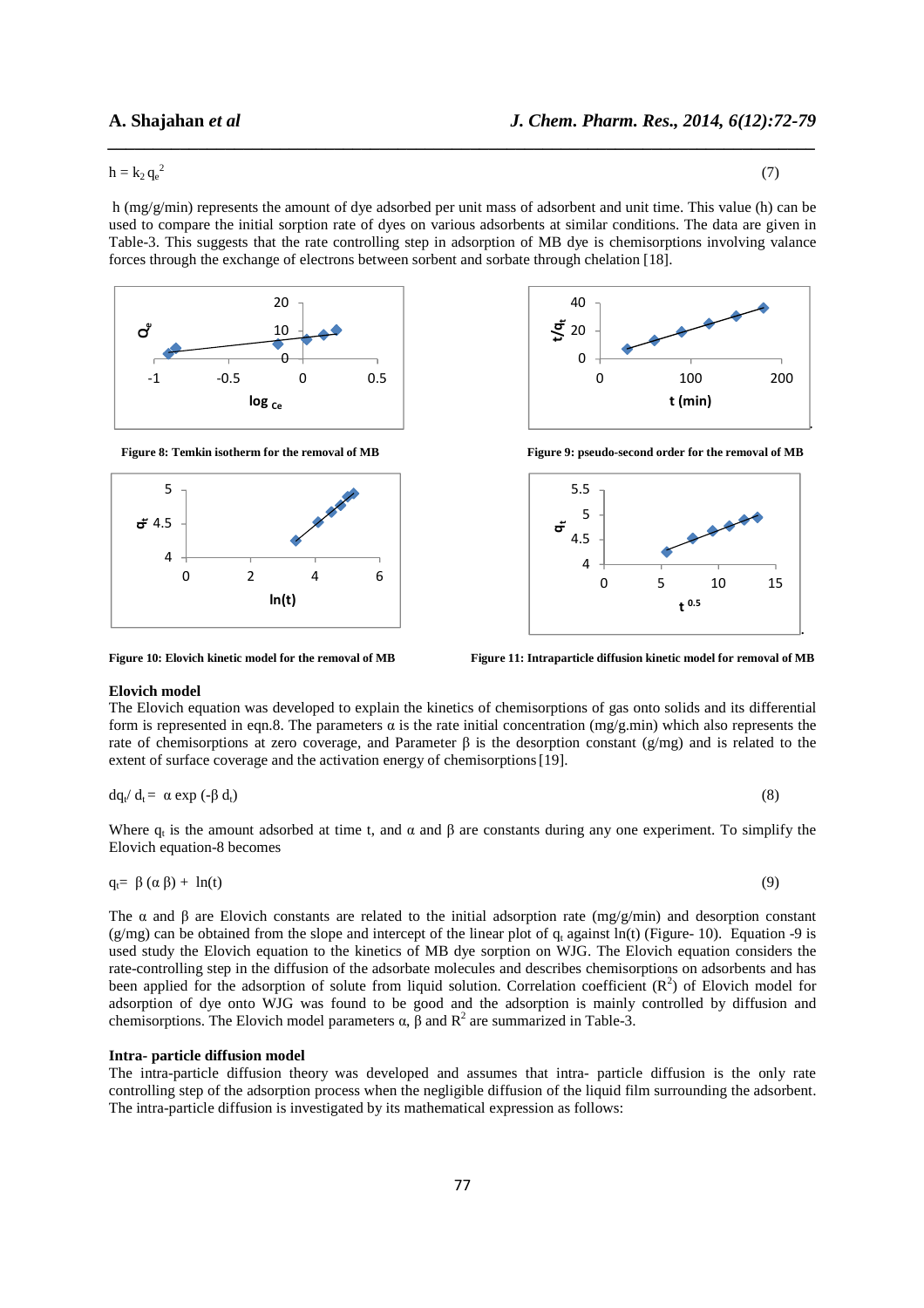$$h = k_2 q_e^2 \tag{7}$$

h (mg/g/min) represents the amount of dye adsorbed per unit mass of adsorbent and unit time. This value (h) can be used to compare the initial sorption rate of dyes on various adsorbents at similar conditions. The data are given in Table-3. This suggests that the rate controlling step in adsorption of MB dye is chemisorptions involving valance forces through the exchange of electrons between sorbent and sorbate through chelation [18].

**Figure 8: Temkin isotherm for the removal of MB**

**Figure 9: pseudo-second order for the removal of MB**

**Figure 10: Elovich kinetic model for the removal of MB**

**Figure 11: Intraparticle diffusion kinetic model for removal of MB**

### Elovich model

The Elovich equation was developed to explain the kinetics of chemisorptions of gas onto solids and its differential form is represented in eqn.8. The parameters α is the rate initial concentration (mg/g.min) which also represents the rate of chemisorptions at zero coverage, and Parameter β is the desorption constant (g/mg) and is related to the extent of surface coverage and the activation energy of chemisorptions [19].

$$dq_t / d_t = \alpha \exp(-\beta d_t) \tag{8}$$

Where $q_t$ is the amount adsorbed at time t, and α and β are constants during any one experiment. To simplify the Elovich equation-8 becomes

$$q_t = \beta(\alpha\beta) + \ln(t) \tag{9}$$

The α and β are Elovich constants are related to the initial adsorption rate (mg/g/min) and desorption constant (g/mg) can be obtained from the slope and intercept of the linear plot of $q_t$ against ln(t) (Figure- 10). Equation -9 is used study the Elovich equation to the kinetics of MB dye sorption on WJG. The Elovich equation considers the rate-controlling step in the diffusion of the adsorbate molecules and describes chemisorptions on adsorbents and has been applied for the adsorption of solute from liquid solution. Correlation coefficient ($R^2$) of Elovich model for adsorption of dye onto WJG was found to be good and the adsorption is mainly controlled by diffusion and chemisorptions. The Elovich model parameters α, β and $R^2$ are summarized in Table-3.

### Intra- particle diffusion model

The intra-particle diffusion theory was developed and assumes that intra- particle diffusion is the only rate controlling step of the adsorption process when the negligible diffusion of the liquid film surrounding the adsorbent. The intra-particle diffusion is investigated by its mathematical expression as follows: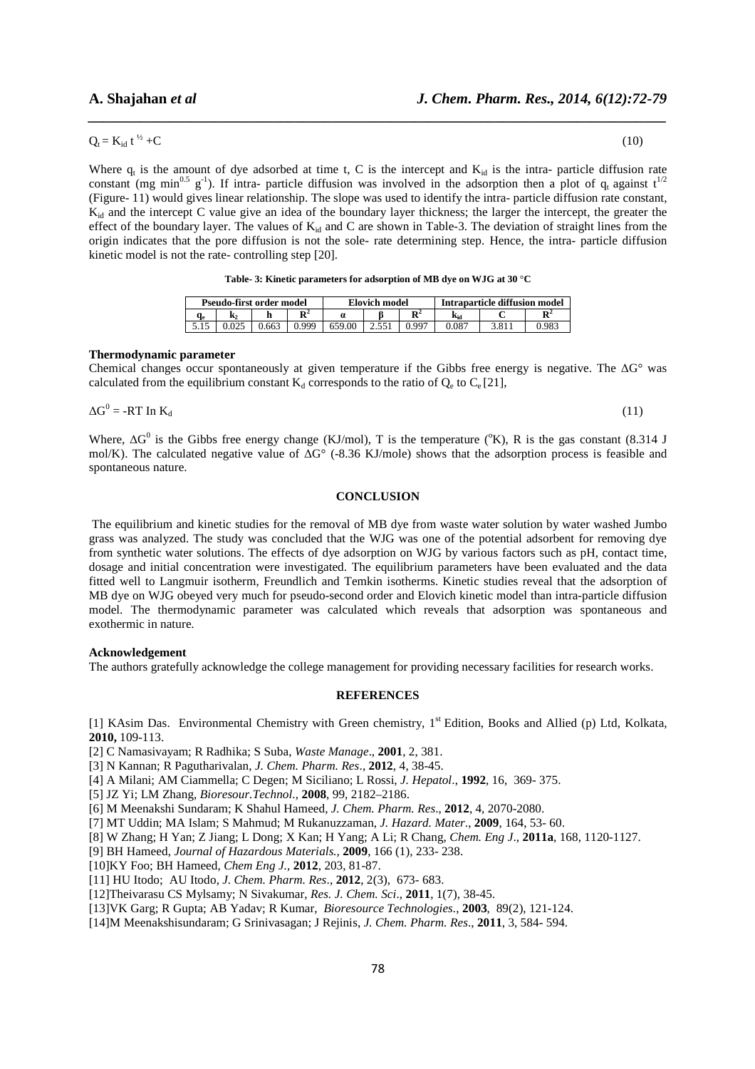$$Q_t = K_{id}\, t^{1/2} + C \quad (10)$$

Where $q_t$ is the amount of dye adsorbed at time t, C is the intercept and $K_{id}$ is the intra- particle diffusion rate constant (mg $min^{0.5}$ $g^{-1}$). If intra- particle diffusion was involved in the adsorption then a plot of $q_t$ against $t^{1/2}$ (Figure- 11) would gives linear relationship. The slope was used to identify the intra- particle diffusion rate constant, $K_{id}$ and the intercept C value give an idea of the boundary layer thickness; the larger the intercept, the greater the effect of the boundary layer. The values of $K_{id}$ and C are shown in Table-3. The deviation of straight lines from the origin indicates that the pore diffusion is not the sole- rate determining step. Hence, the intra- particle diffusion kinetic model is not the rate- controlling step [20].

**Table- 3: Kinetic parameters for adsorption of MB dye on WJG at 30 °C**

| Pseudo-first order model | | | | Elovich model | | | Intraparticle diffusion model | | |
|---|---|---|---|---|---|---|---|---|---|
| $q_e$ | $k_2$ | h | $R^2$ | α | β | $R^2$ | $k_{id}$ | C | $R^2$ |
| 5.15 | 0.025 | 0.663 | 0.999 | 659.00 | 2.551 | 0.997 | 0.087 | 3.811 | 0.983 |

**Thermodynamic parameter**

Chemical changes occur spontaneously at given temperature if the Gibbs free energy is negative. The ΔG° was calculated from the equilibrium constant $K_d$ corresponds to the ratio of $Q_e$ to $C_e$ [21],

$$\Delta G^0 = -RT \ln K_d \quad (11)$$

Where, $\Delta G^0$ is the Gibbs free energy change (KJ/mol), T is the temperature (°K), R is the gas constant (8.314 J mol/K). The calculated negative value of ΔG° (-8.36 KJ/mole) shows that the adsorption process is feasible and spontaneous nature.

## CONCLUSION

The equilibrium and kinetic studies for the removal of MB dye from waste water solution by water washed Jumbo grass was analyzed. The study was concluded that the WJG was one of the potential adsorbent for removing dye from synthetic water solutions. The effects of dye adsorption on WJG by various factors such as pH, contact time, dosage and initial concentration were investigated. The equilibrium parameters have been evaluated and the data fitted well to Langmuir isotherm, Freundlich and Temkin isotherms. Kinetic studies reveal that the adsorption of MB dye on WJG obeyed very much for pseudo-second order and Elovich kinetic model than intra-particle diffusion model. The thermodynamic parameter was calculated which reveals that adsorption was spontaneous and exothermic in nature.

**Acknowledgement**

The authors gratefully acknowledge the college management for providing necessary facilities for research works.

## REFERENCES

[1] KAsim Das. Environmental Chemistry with Green chemistry, 1st Edition, Books and Allied (p) Ltd, Kolkata, **2010,** 109-113.

[2] C Namasivayam; R Radhika; S Suba, *Waste Manage*., **2001**, 2, 381.

[3] N Kannan; R Pagutharivalan, *J. Chem. Pharm. Res*., **2012**, 4, 38-45.

[4] A Milani; AM Ciammella; C Degen; M Siciliano; L Rossi, *J. Hepatol*., **1992**, 16, 369- 375.

[5] JZ Yi; LM Zhang, *Bioresour.Technol*., **2008**, 99, 2182–2186.

[6] M Meenakshi Sundaram; K Shahul Hameed, *J. Chem. Pharm. Res*., **2012**, 4, 2070-2080.

[7] MT Uddin; MA Islam; S Mahmud; M Rukanuzzaman, *J. Hazard. Mater*., **2009**, 164, 53- 60.

[8] W Zhang; H Yan; Z Jiang; L Dong; X Kan; H Yang; A Li; R Chang, *Chem. Eng J*., **2011a**, 168, 1120-1127.

[9] BH Hameed, *Journal of Hazardous Materials.*, **2009**, 166 (1), 233- 238.

[10]KY Foo; BH Hameed, *Chem Eng J.*, **2012**, 203, 81-87.

[11] HU Itodo; AU Itodo, *J. Chem. Pharm. Res*., **2012**, 2(3), 673- 683.

[12]Theivarasu CS Mylsamy; N Sivakumar, *Res. J. Chem. Sci*., **2011**, 1(7), 38-45.

[13]VK Garg; R Gupta; AB Yadav; R Kumar, *Bioresource Technologies.*, **2003**, 89(2), 121-124.

[14]M Meenakshisundaram; G Srinivasagan; J Rejinis, *J. Chem. Pharm. Res*., **2011**, 3, 584- 594.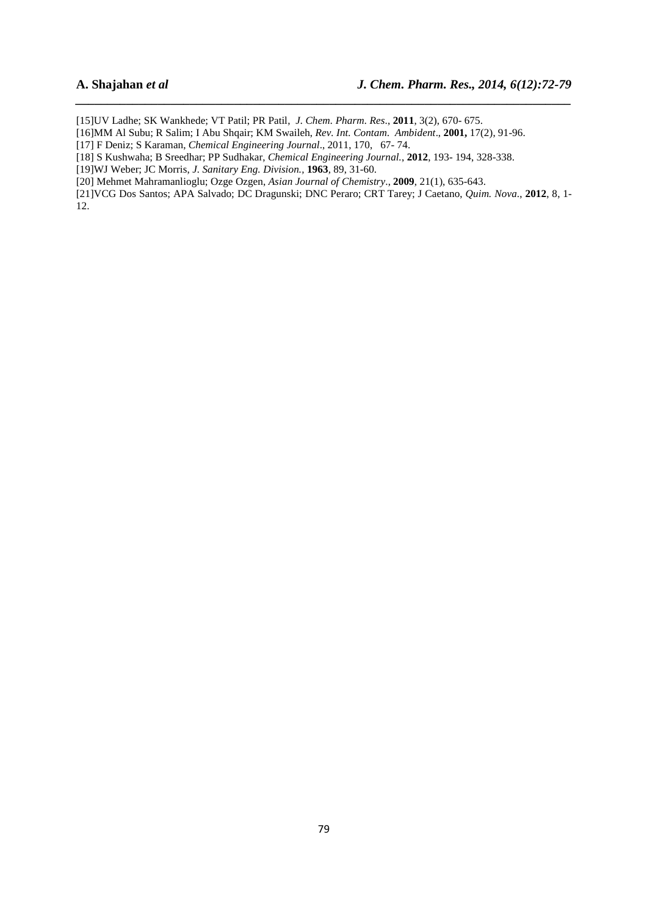[15]UV Ladhe; SK Wankhede; VT Patil; PR Patil, *J. Chem. Pharm. Res*., **2011**, 3(2), 670- 675.

[16]MM Al Subu; R Salim; I Abu Shqair; KM Swaileh, *Rev. Int. Contam. Ambident*., **2001,** 17(2), 91-96.

[17] F Deniz; S Karaman, *Chemical Engineering Journal*., 2011, 170, 67- 74.

[18] S Kushwaha; B Sreedhar; PP Sudhakar, *Chemical Engineering Journal.*, **2012**, 193- 194, 328-338.

[19]WJ Weber; JC Morris, *J. Sanitary Eng. Division.*, **1963**, 89, 31-60.

[20] Mehmet Mahramanlioglu; Ozge Ozgen, *Asian Journal of Chemistry*., **2009**, 21(1), 635-643.

[21]VCG Dos Santos; APA Salvado; DC Dragunski; DNC Peraro; CRT Tarey; J Caetano, *Quim. Nova*., **2012**, 8, 1-12.